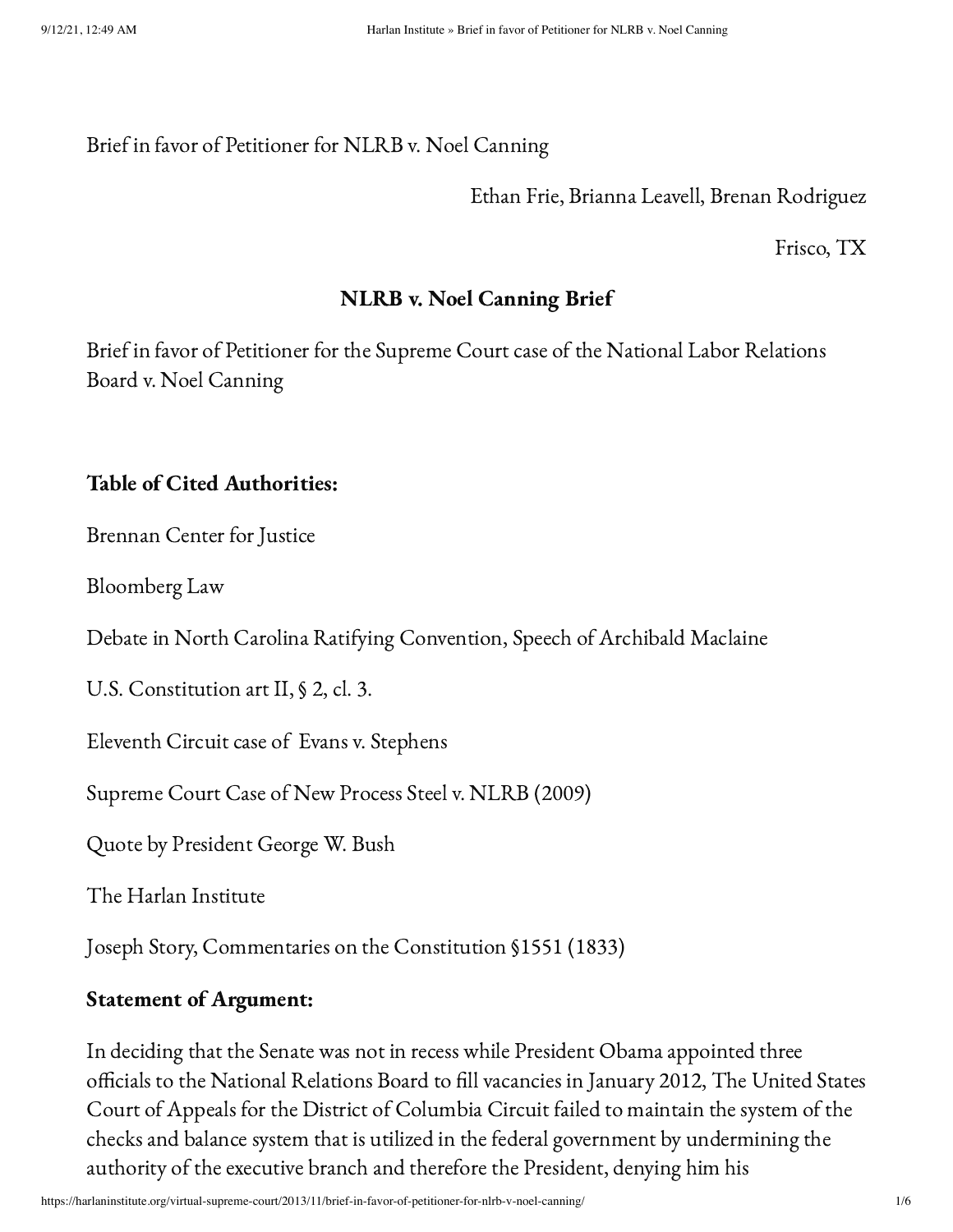Brief in favor of Petitioner for NLRB v. Noel Canning

Ethan Frie, Brianna Leavell, Brenan Rodriguez

Frisco, TX

## NLRB v. Noel Canning Brief

Brief in favor of Petitioner for the Supreme Court case of the National Labor Relations Board v. Noel Canning

**Table of Cited Authorities:**

Brennan Center for Justice

Bloomberg Law

Debate in North Carolina Ratifying Convention, Speech of Archibald Maclaine

U.S. Constitution art II, § 2, cl. 3.

Eleventh Circuit case of Evans v. Stephens

Supreme Court Case of New Process Steel v. NLRB (2009)

Quote by President George W. Bush

The Harlan Institute

Joseph Story, Commentaries on the Constitution §1551 (1833)

**Statement of Argument:**

In deciding that the Senate was not in recess while President Obama appointed three officials to the National Relations Board to fill vacancies in January 2012, The United States Court of Appeals for the District of Columbia Circuit failed to maintain the system of the checks and balance system that is utilized in the federal government by undermining the authority of the executive branch and therefore the President, denying him his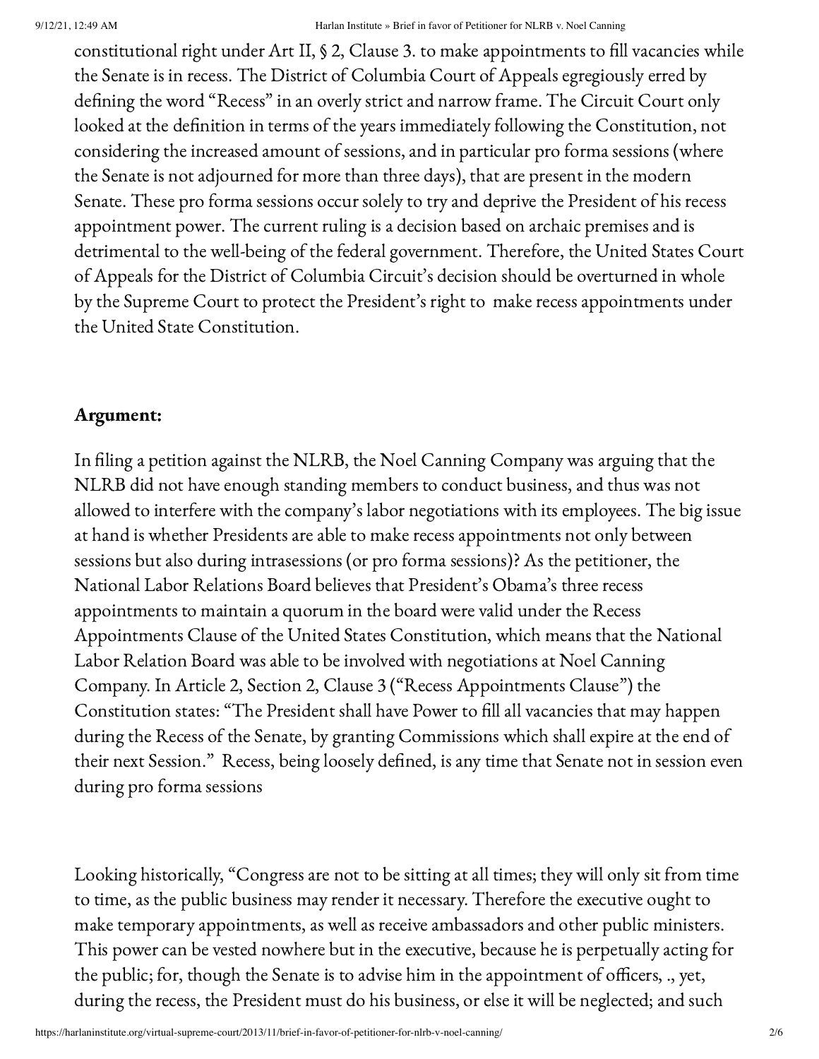constitutional right under Art II, § 2, Clause 3. to make appointments to fill vacancies while the Senate is in recess. The District of Columbia Court of Appeals egregiously erred by defining the word "Recess" in an overly strict and narrow frame. The Circuit Court only looked at the definition in terms of the years immediately following the Constitution, not considering the increased amount of sessions, and in particular pro forma sessions (where the Senate is not adjourned for more than three days), that are present in the modern Senate. These pro forma sessions occur solely to try and deprive the President of his recess appointment power. The current ruling is a decision based on archaic premises and is detrimental to the well-being of the federal government. Therefore, the United States Court of Appeals for the District of Columbia Circuit's decision should be overturned in whole by the Supreme Court to protect the President's right to make recess appointments under the United State Constitution.

**Argument:**

In filing a petition against the NLRB, the Noel Canning Company was arguing that the NLRB did not have enough standing members to conduct business, and thus was not allowed to interfere with the company's labor negotiations with its employees. The big issue at hand is whether Presidents are able to make recess appointments not only between sessions but also during intrasessions (or pro forma sessions)? As the petitioner, the National Labor Relations Board believes that President's Obama's three recess appointments to maintain a quorum in the board were valid under the Recess Appointments Clause of the United States Constitution, which means that the National Labor Relation Board was able to be involved with negotiations at Noel Canning Company. In Article 2, Section 2, Clause 3 ("Recess Appointments Clause") the Constitution states: "The President shall have Power to fill all vacancies that may happen during the Recess of the Senate, by granting Commissions which shall expire at the end of their next Session." Recess, being loosely defined, is any time that Senate not in session even during pro forma sessions

Looking historically, "Congress are not to be sitting at all times; they will only sit from time to time, as the public business may render it necessary. Therefore the executive ought to make temporary appointments, as well as receive ambassadors and other public ministers. This power can be vested nowhere but in the executive, because he is perpetually acting for the public; for, though the Senate is to advise him in the appointment of officers, ., yet, during the recess, the President must do his business, or else it will be neglected; and such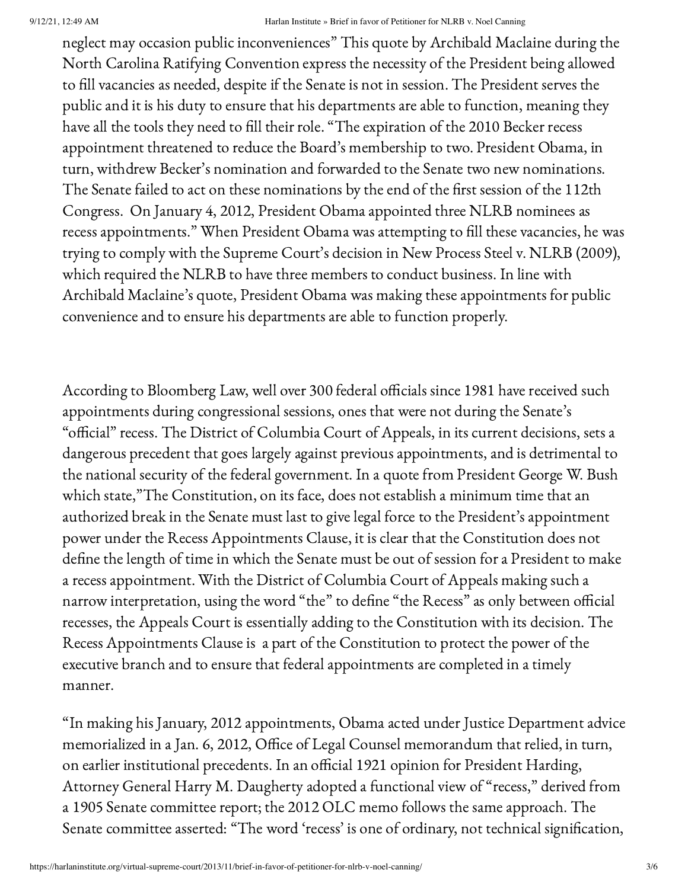neglect may occasion public inconveniences" This quote by Archibald Maclaine during the North Carolina Ratifying Convention express the necessity of the President being allowed to fill vacancies as needed, despite if the Senate is not in session. The President serves the public and it is his duty to ensure that his departments are able to function, meaning they have all the tools they need to fill their role. "The expiration of the 2010 Becker recess appointment threatened to reduce the Board's membership to two. President Obama, in turn, withdrew Becker's nomination and forwarded to the Senate two new nominations. The Senate failed to act on these nominations by the end of the first session of the 112th Congress. On January 4, 2012, President Obama appointed three NLRB nominees as recess appointments." When President Obama was attempting to fill these vacancies, he was trying to comply with the Supreme Court's decision in New Process Steel v. NLRB (2009), which required the NLRB to have three members to conduct business. In line with Archibald Maclaine's quote, President Obama was making these appointments for public convenience and to ensure his departments are able to function properly.

According to Bloomberg Law, well over 300 federal officials since 1981 have received such appointments during congressional sessions, ones that were not during the Senate's "official" recess. The District of Columbia Court of Appeals, in its current decisions, sets a dangerous precedent that goes largely against previous appointments, and is detrimental to the national security of the federal government. In a quote from President George W. Bush which state,"The Constitution, on its face, does not establish a minimum time that an authorized break in the Senate must last to give legal force to the President's appointment power under the Recess Appointments Clause, it is clear that the Constitution does not define the length of time in which the Senate must be out of session for a President to make a recess appointment. With the District of Columbia Court of Appeals making such a narrow interpretation, using the word "the" to define "the Recess" as only between official recesses, the Appeals Court is essentially adding to the Constitution with its decision. The Recess Appointments Clause is a part of the Constitution to protect the power of the executive branch and to ensure that federal appointments are completed in a timely manner.

"In making his January, 2012 appointments, Obama acted under Justice Department advice memorialized in a Jan. 6, 2012, Office of Legal Counsel memorandum that relied, in turn, on earlier institutional precedents. In an official 1921 opinion for President Harding, Attorney General Harry M. Daugherty adopted a functional view of "recess," derived from a 1905 Senate committee report; the 2012 OLC memo follows the same approach. The Senate committee asserted: "The word 'recess' is one of ordinary, not technical signification,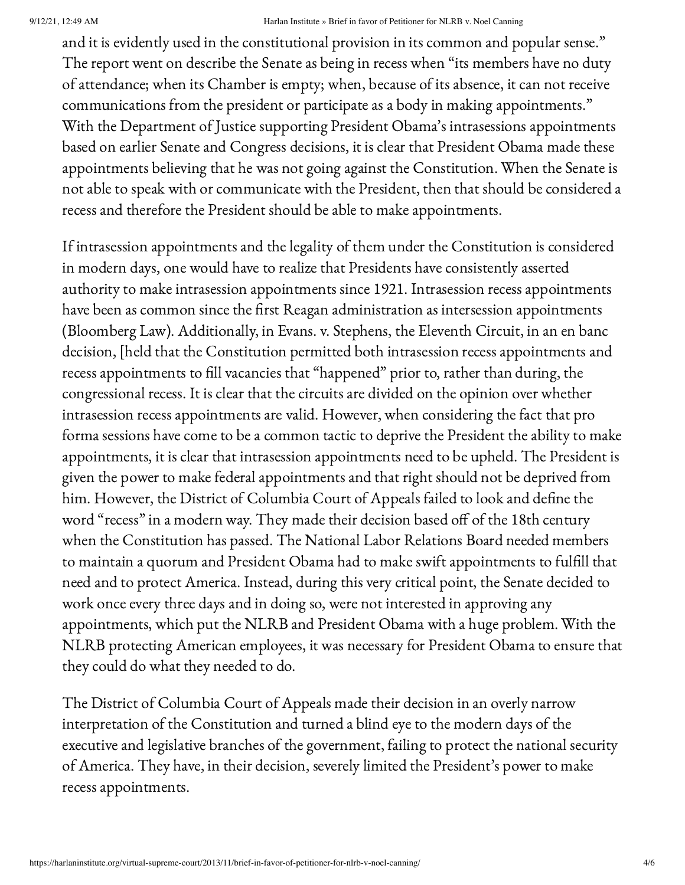and it is evidently used in the constitutional provision in its common and popular sense." The report went on describe the Senate as being in recess when "its members have no duty of attendance; when its Chamber is empty; when, because of its absence, it can not receive communications from the president or participate as a body in making appointments." With the Department of Justice supporting President Obama's intrasessions appointments based on earlier Senate and Congress decisions, it is clear that President Obama made these appointments believing that he was not going against the Constitution. When the Senate is not able to speak with or communicate with the President, then that should be considered a recess and therefore the President should be able to make appointments.

If intrasession appointments and the legality of them under the Constitution is considered in modern days, one would have to realize that Presidents have consistently asserted authority to make intrasession appointments since 1921. Intrasession recess appointments have been as common since the first Reagan administration as intersession appointments (Bloomberg Law). Additionally, in Evans. v. Stephens, the Eleventh Circuit, in an en banc decision, [held that the Constitution permitted both intrasession recess appointments and recess appointments to fill vacancies that "happened" prior to, rather than during, the congressional recess. It is clear that the circuits are divided on the opinion over whether intrasession recess appointments are valid. However, when considering the fact that pro forma sessions have come to be a common tactic to deprive the President the ability to make appointments, it is clear that intrasession appointments need to be upheld. The President is given the power to make federal appointments and that right should not be deprived from him. However, the District of Columbia Court of Appeals failed to look and define the word "recess" in a modern way. They made their decision based off of the 18th century when the Constitution has passed. The National Labor Relations Board needed members to maintain a quorum and President Obama had to make swift appointments to fulfill that need and to protect America. Instead, during this very critical point, the Senate decided to work once every three days and in doing so, were not interested in approving any appointments, which put the NLRB and President Obama with a huge problem. With the NLRB protecting American employees, it was necessary for President Obama to ensure that they could do what they needed to do.

The District of Columbia Court of Appeals made their decision in an overly narrow interpretation of the Constitution and turned a blind eye to the modern days of the executive and legislative branches of the government, failing to protect the national security of America. They have, in their decision, severely limited the President's power to make recess appointments.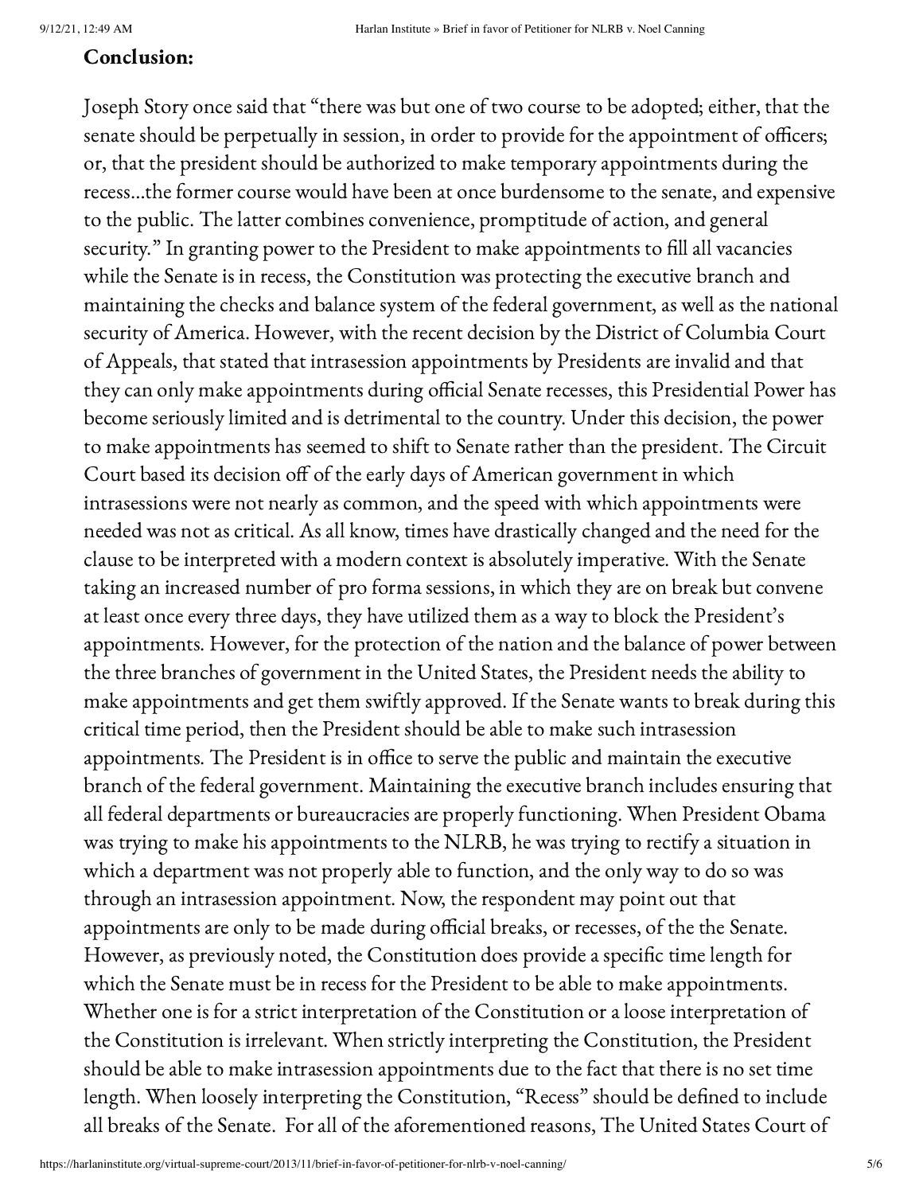**Conclusion:**

Joseph Story once said that "there was but one of two course to be adopted; either, that the senate should be perpetually in session, in order to provide for the appointment of officers; or, that the president should be authorized to make temporary appointments during the recess…the former course would have been at once burdensome to the senate, and expensive to the public. The latter combines convenience, promptitude of action, and general security." In granting power to the President to make appointments to fill all vacancies while the Senate is in recess, the Constitution was protecting the executive branch and maintaining the checks and balance system of the federal government, as well as the national security of America. However, with the recent decision by the District of Columbia Court of Appeals, that stated that intrasession appointments by Presidents are invalid and that they can only make appointments during official Senate recesses, this Presidential Power has become seriously limited and is detrimental to the country. Under this decision, the power to make appointments has seemed to shift to Senate rather than the president. The Circuit Court based its decision off of the early days of American government in which intrasessions were not nearly as common, and the speed with which appointments were needed was not as critical. As all know, times have drastically changed and the need for the clause to be interpreted with a modern context is absolutely imperative. With the Senate taking an increased number of pro forma sessions, in which they are on break but convene at least once every three days, they have utilized them as a way to block the President's appointments. However, for the protection of the nation and the balance of power between the three branches of government in the United States, the President needs the ability to make appointments and get them swiftly approved. If the Senate wants to break during this critical time period, then the President should be able to make such intrasession appointments. The President is in office to serve the public and maintain the executive branch of the federal government. Maintaining the executive branch includes ensuring that all federal departments or bureaucracies are properly functioning. When President Obama was trying to make his appointments to the NLRB, he was trying to rectify a situation in which a department was not properly able to function, and the only way to do so was through an intrasession appointment. Now, the respondent may point out that appointments are only to be made during official breaks, or recesses, of the the Senate. However, as previously noted, the Constitution does provide a specific time length for which the Senate must be in recess for the President to be able to make appointments. Whether one is for a strict interpretation of the Constitution or a loose interpretation of the Constitution is irrelevant. When strictly interpreting the Constitution, the President should be able to make intrasession appointments due to the fact that there is no set time length. When loosely interpreting the Constitution, "Recess" should be defined to include all breaks of the Senate.  For all of the aforementioned reasons, The United States Court of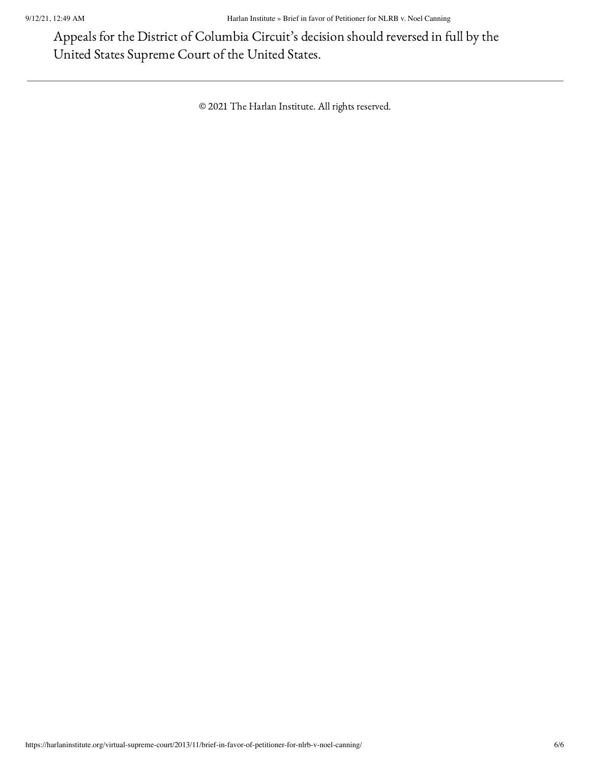Appeals for the District of Columbia Circuit's decision should reversed in full by the United States Supreme Court of the United States.

---

© 2021 The Harlan Institute. All rights reserved.